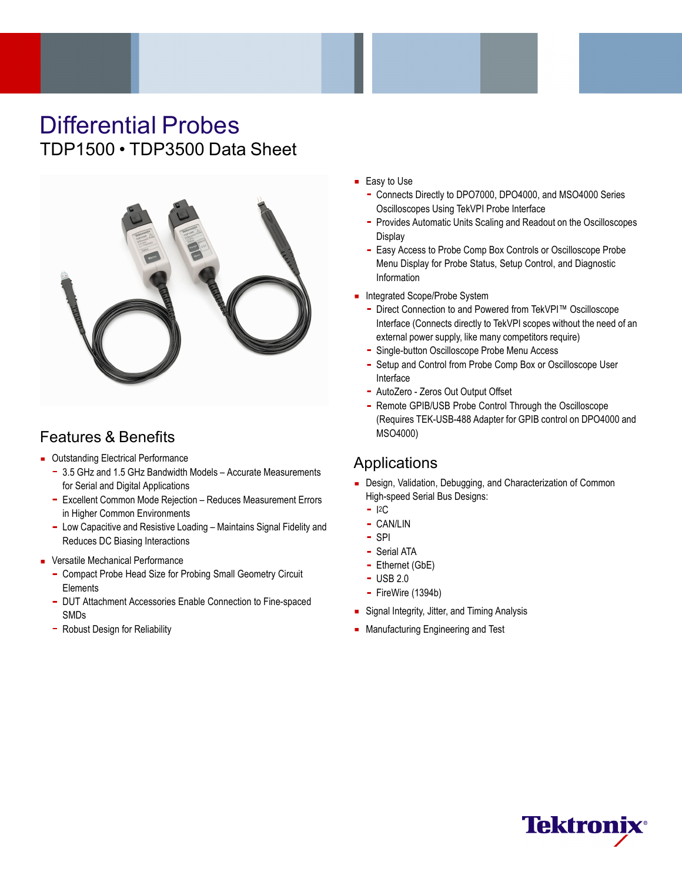# Differential Probes

## TDP1500 • TDP3500 Data Sheet

### Features & Benefits

- Outstanding Electrical Performance
  - 3.5 GHz and 1.5 GHz Bandwidth Models – Accurate Measurements for Serial and Digital Applications
  - Excellent Common Mode Rejection – Reduces Measurement Errors in Higher Common Environments
  - Low Capacitive and Resistive Loading – Maintains Signal Fidelity and Reduces DC Biasing Interactions
- Versatile Mechanical Performance
  - Compact Probe Head Size for Probing Small Geometry Circuit Elements
  - DUT Attachment Accessories Enable Connection to Fine-spaced SMDs
  - Robust Design for Reliability
- Easy to Use
  - Connects Directly to DPO7000, DPO4000, and MSO4000 Series Oscilloscopes Using TekVPI Probe Interface
  - Provides Automatic Units Scaling and Readout on the Oscilloscopes Display
  - Easy Access to Probe Comp Box Controls or Oscilloscope Probe Menu Display for Probe Status, Setup Control, and Diagnostic Information
- Integrated Scope/Probe System
  - Direct Connection to and Powered from TekVPI™ Oscilloscope Interface (Connects directly to TekVPI scopes without the need of an external power supply, like many competitors require)
  - Single-button Oscilloscope Probe Menu Access
  - Setup and Control from Probe Comp Box or Oscilloscope User Interface
  - AutoZero - Zeros Out Output Offset
  - Remote GPIB/USB Probe Control Through the Oscilloscope (Requires TEK-USB-488 Adapter for GPIB control on DPO4000 and MSO4000)

### Applications

- Design, Validation, Debugging, and Characterization of Common High-speed Serial Bus Designs:
  - I2C
  - CAN/LIN
  - SPI
  - Serial ATA
  - Ethernet (GbE)
  - USB 2.0
  - FireWire (1394b)
- Signal Integrity, Jitter, and Timing Analysis
- Manufacturing Engineering and Test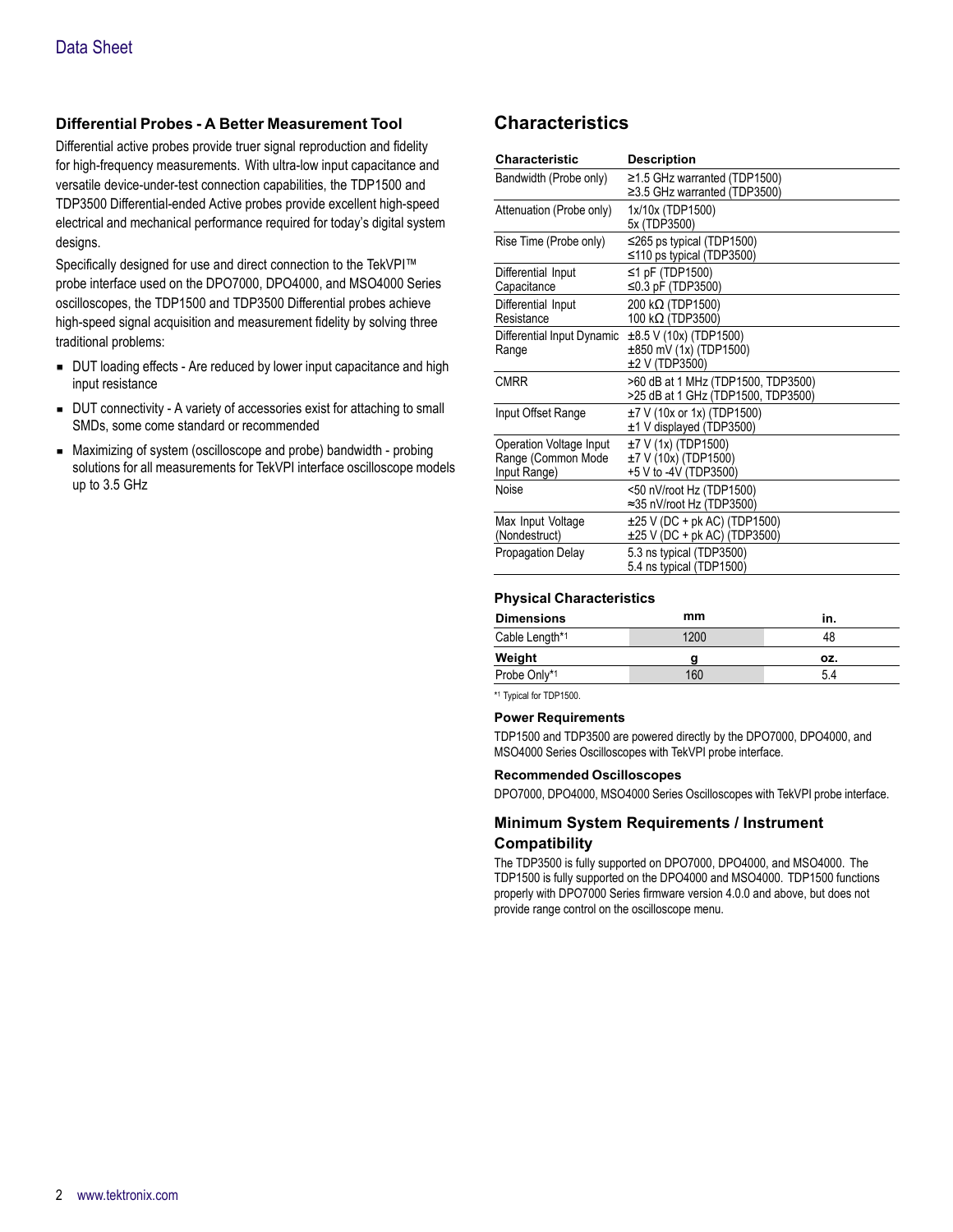### Differential Probes - A Better Measurement Tool

Differential active probes provide truer signal reproduction and fidelity for high-frequency measurements. With ultra-low input capacitance and versatile device-under-test connection capabilities, the TDP1500 and TDP3500 Differential-ended Active probes provide excellent high-speed electrical and mechanical performance required for today's digital system designs.

Specifically designed for use and direct connection to the TekVPI™ probe interface used on the DPO7000, DPO4000, and MSO4000 Series oscilloscopes, the TDP1500 and TDP3500 Differential probes achieve high-speed signal acquisition and measurement fidelity by solving three traditional problems:

- DUT loading effects - Are reduced by lower input capacitance and high input resistance
- DUT connectivity - A variety of accessories exist for attaching to small SMDs, some come standard or recommended
- Maximizing of system (oscilloscope and probe) bandwidth - probing solutions for all measurements for TekVPI interface oscilloscope models up to 3.5 GHz

## Characteristics

| Characteristic | Description |
|---|---|
| Bandwidth (Probe only) | ≥1.5 GHz warranted (TDP1500)<br>≥3.5 GHz warranted (TDP3500) |
| Attenuation (Probe only) | 1x/10x (TDP1500)<br>5x (TDP3500) |
| Rise Time (Probe only) | ≤265 ps typical (TDP1500)<br>≤110 ps typical (TDP3500) |
| Differential Input Capacitance | ≤1 pF (TDP1500)<br>≤0.3 pF (TDP3500) |
| Differential Input Resistance | 200 kΩ (TDP1500)<br>100 kΩ (TDP3500) |
| Differential Input Dynamic Range | ±8.5 V (10x) (TDP1500)<br>±850 mV (1x) (TDP1500)<br>±2 V (TDP3500) |
| CMRR | >60 dB at 1 MHz (TDP1500, TDP3500)<br>>25 dB at 1 GHz (TDP1500, TDP3500) |
| Input Offset Range | ±7 V (10x or 1x) (TDP1500)<br>±1 V displayed (TDP3500) |
| Operation Voltage Input Range (Common Mode Input Range) | ±7 V (1x) (TDP1500)<br>±7 V (10x) (TDP1500)<br>+5 V to -4V (TDP3500) |
| Noise | <50 nV/root Hz (TDP1500)<br>≈35 nV/root Hz (TDP3500) |
| Max Input Voltage (Nondestruct) | ±25 V (DC + pk AC) (TDP1500)<br>±25 V (DC + pk AC) (TDP3500) |
| Propagation Delay | 5.3 ns typical (TDP3500)<br>5.4 ns typical (TDP1500) |

### Physical Characteristics

| Dimensions | mm | in. |
|---|---|---|
| Cable Length*1 | 1200 | 48 |
| **Weight** | **g** | **oz.** |
| Probe Only*1 | 160 | 5.4 |

*1 Typical for TDP1500.

#### Power Requirements

TDP1500 and TDP3500 are powered directly by the DPO7000, DPO4000, and MSO4000 Series Oscilloscopes with TekVPI probe interface.

#### Recommended Oscilloscopes

DPO7000, DPO4000, MSO4000 Series Oscilloscopes with TekVPI probe interface.

### Minimum System Requirements / Instrument Compatibility

The TDP3500 is fully supported on DPO7000, DPO4000, and MSO4000. The TDP1500 is fully supported on the DPO4000 and MSO4000. TDP1500 functions properly with DPO7000 Series firmware version 4.0.0 and above, but does not provide range control on the oscilloscope menu.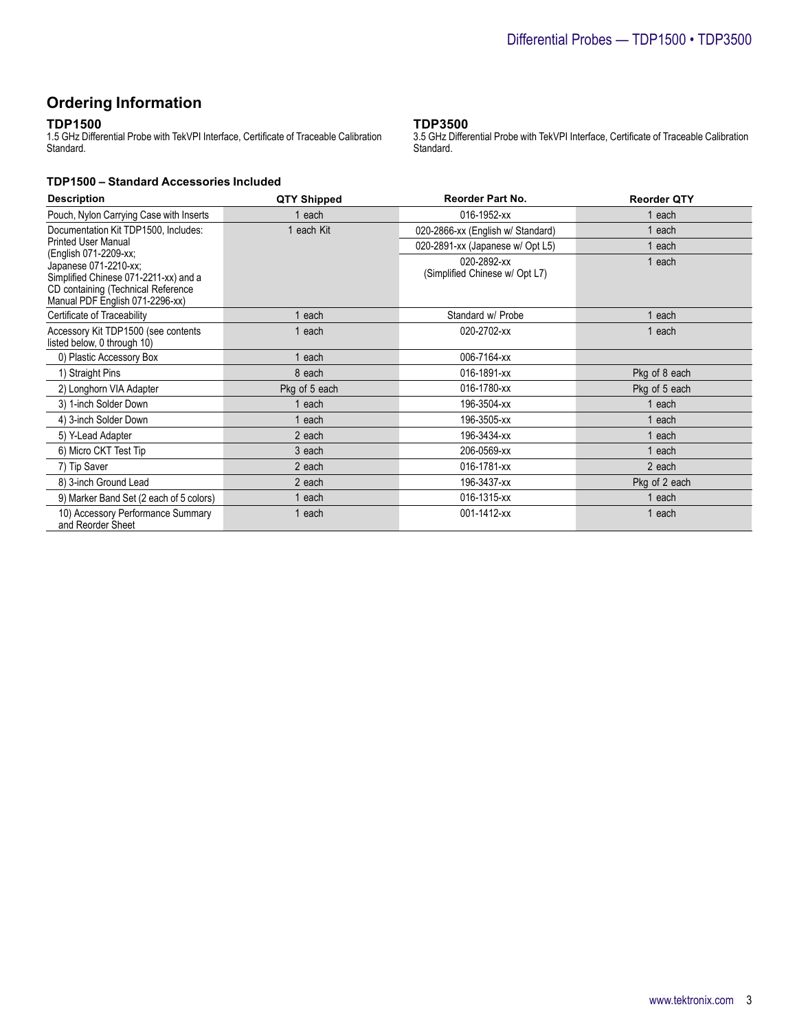## Ordering Information

### TDP1500

1.5 GHz Differential Probe with TekVPI Interface, Certificate of Traceable Calibration Standard.

### TDP3500

3.5 GHz Differential Probe with TekVPI Interface, Certificate of Traceable Calibration Standard.

### TDP1500 – Standard Accessories Included

| Description | QTY Shipped | Reorder Part No. | Reorder QTY |
|---|---|---|---|
| Pouch, Nylon Carrying Case with Inserts | 1 each | 016-1952-xx | 1 each |
| Documentation Kit TDP1500, Includes: Printed User Manual (English 071-2209-xx; Japanese 071-2210-xx; Simplified Chinese 071-2211-xx) and a CD containing (Technical Reference Manual PDF English 071-2296-xx) | 1 each Kit | 020-2866-xx (English w/ Standard) | 1 each |
| | | 020-2891-xx (Japanese w/ Opt L5) | 1 each |
| | | 020-2892-xx (Simplified Chinese w/ Opt L7) | 1 each |
| Certificate of Traceability | 1 each | Standard w/ Probe | 1 each |
| Accessory Kit TDP1500 (see contents listed below, 0 through 10) | 1 each | 020-2702-xx | 1 each |
| 0) Plastic Accessory Box | 1 each | 006-7164-xx | |
| 1) Straight Pins | 8 each | 016-1891-xx | Pkg of 8 each |
| 2) Longhorn VIA Adapter | Pkg of 5 each | 016-1780-xx | Pkg of 5 each |
| 3) 1-inch Solder Down | 1 each | 196-3504-xx | 1 each |
| 4) 3-inch Solder Down | 1 each | 196-3505-xx | 1 each |
| 5) Y-Lead Adapter | 2 each | 196-3434-xx | 1 each |
| 6) Micro CKT Test Tip | 3 each | 206-0569-xx | 1 each |
| 7) Tip Saver | 2 each | 016-1781-xx | 2 each |
| 8) 3-inch Ground Lead | 2 each | 196-3437-xx | Pkg of 2 each |
| 9) Marker Band Set (2 each of 5 colors) | 1 each | 016-1315-xx | 1 each |
| 10) Accessory Performance Summary and Reorder Sheet | 1 each | 001-1412-xx | 1 each |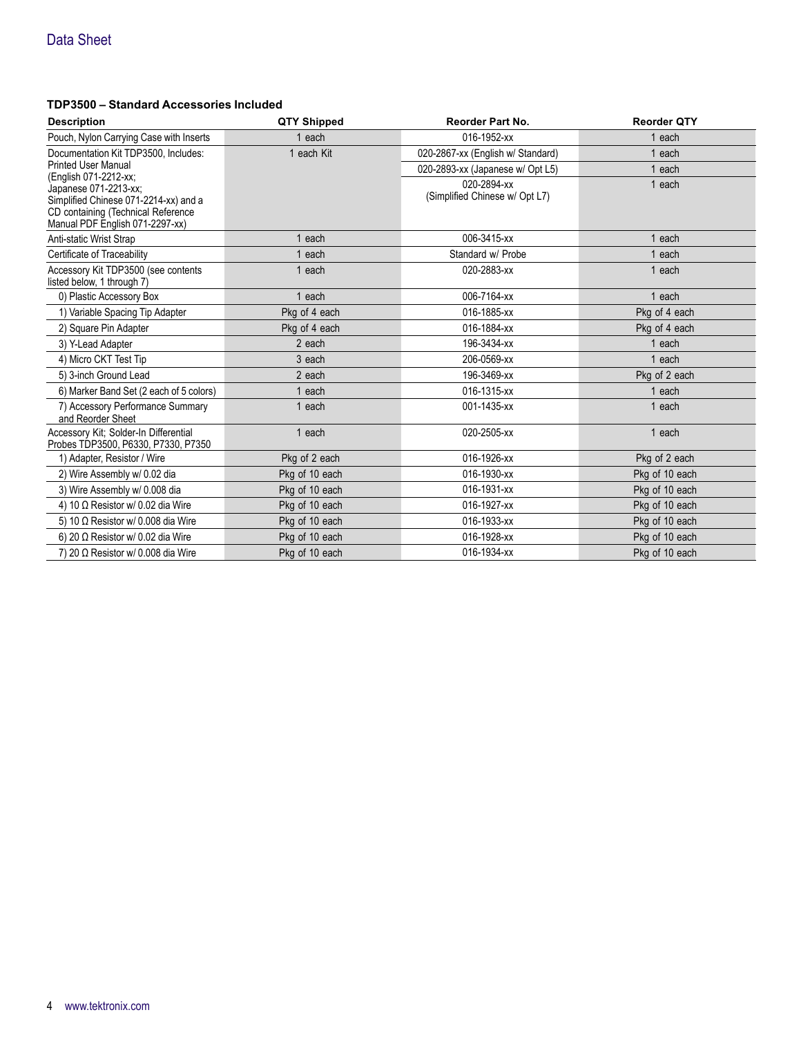### TDP3500 – Standard Accessories Included

| Description | QTY Shipped | Reorder Part No. | Reorder QTY |
|---|---|---|---|
| Pouch, Nylon Carrying Case with Inserts | 1 each | 016-1952-xx | 1 each |
| Documentation Kit TDP3500, Includes: Printed User Manual (English 071-2212-xx; Japanese 071-2213-xx; Simplified Chinese 071-2214-xx) and a CD containing (Technical Reference Manual PDF English 071-2297-xx) | 1 each Kit | 020-2867-xx (English w/ Standard) | 1 each |
| | | 020-2893-xx (Japanese w/ Opt L5) | 1 each |
| | | 020-2894-xx (Simplified Chinese w/ Opt L7) | 1 each |
| Anti-static Wrist Strap | 1 each | 006-3415-xx | 1 each |
| Certificate of Traceability | 1 each | Standard w/ Probe | 1 each |
| Accessory Kit TDP3500 (see contents listed below, 1 through 7) | 1 each | 020-2883-xx | 1 each |
| 0) Plastic Accessory Box | 1 each | 006-7164-xx | 1 each |
| 1) Variable Spacing Tip Adapter | Pkg of 4 each | 016-1885-xx | Pkg of 4 each |
| 2) Square Pin Adapter | Pkg of 4 each | 016-1884-xx | Pkg of 4 each |
| 3) Y-Lead Adapter | 2 each | 196-3434-xx | 1 each |
| 4) Micro CKT Test Tip | 3 each | 206-0569-xx | 1 each |
| 5) 3-inch Ground Lead | 2 each | 196-3469-xx | Pkg of 2 each |
| 6) Marker Band Set (2 each of 5 colors) | 1 each | 016-1315-xx | 1 each |
| 7) Accessory Performance Summary and Reorder Sheet | 1 each | 001-1435-xx | 1 each |
| Accessory Kit; Solder-In Differential Probes TDP3500, P6330, P7330, P7350 | 1 each | 020-2505-xx | 1 each |
| 1) Adapter, Resistor / Wire | Pkg of 2 each | 016-1926-xx | Pkg of 2 each |
| 2) Wire Assembly w/ 0.02 dia | Pkg of 10 each | 016-1930-xx | Pkg of 10 each |
| 3) Wire Assembly w/ 0.008 dia | Pkg of 10 each | 016-1931-xx | Pkg of 10 each |
| 4) 10 Ω Resistor w/ 0.02 dia Wire | Pkg of 10 each | 016-1927-xx | Pkg of 10 each |
| 5) 10 Ω Resistor w/ 0.008 dia Wire | Pkg of 10 each | 016-1933-xx | Pkg of 10 each |
| 6) 20 Ω Resistor w/ 0.02 dia Wire | Pkg of 10 each | 016-1928-xx | Pkg of 10 each |
| 7) 20 Ω Resistor w/ 0.008 dia Wire | Pkg of 10 each | 016-1934-xx | Pkg of 10 each |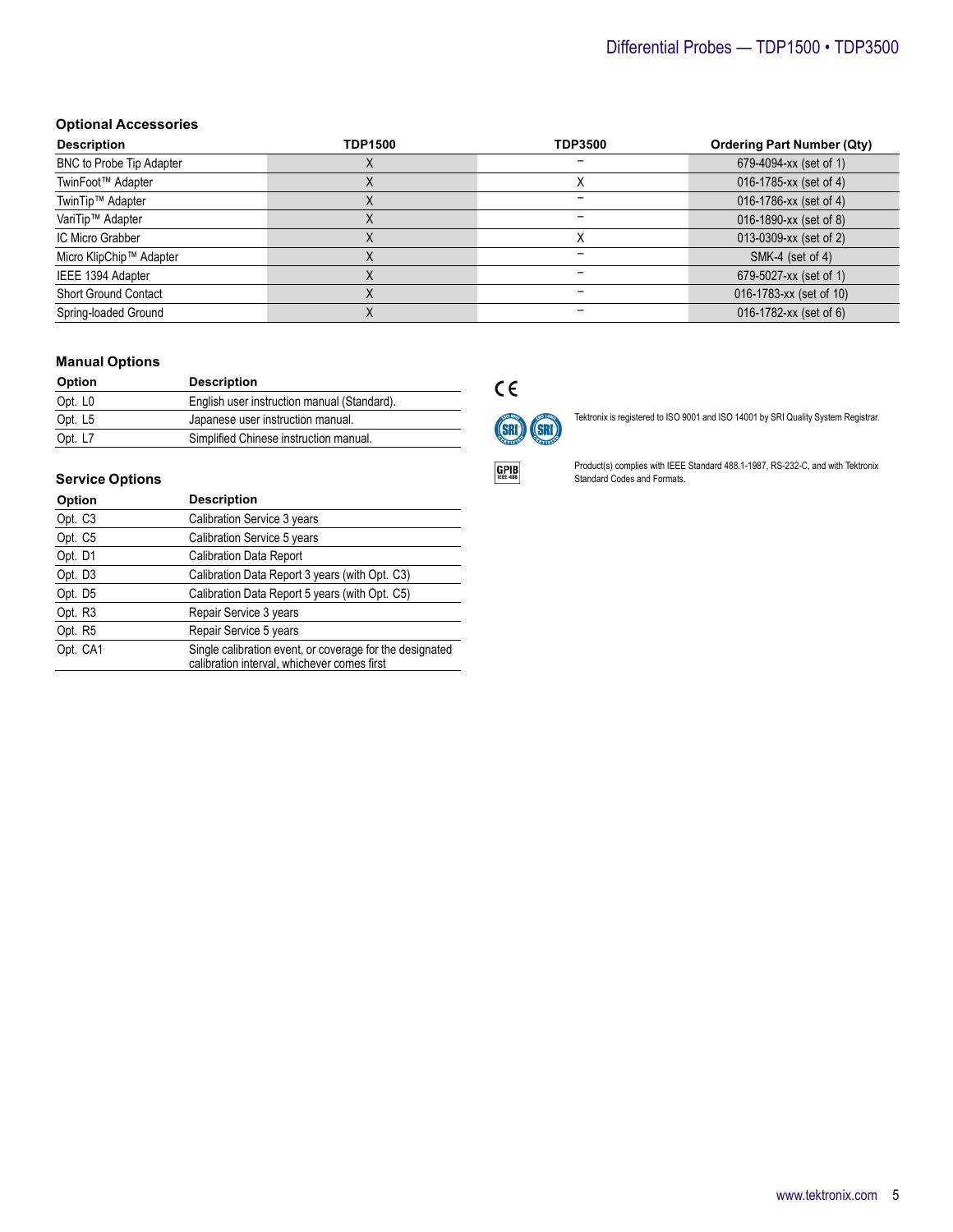### Optional Accessories

| Description | TDP1500 | TDP3500 | Ordering Part Number (Qty) |
|---|---|---|---|
| BNC to Probe Tip Adapter | X | – | 679-4094-xx (set of 1) |
| TwinFoot™ Adapter | X | X | 016-1785-xx (set of 4) |
| TwinTip™ Adapter | X | – | 016-1786-xx (set of 4) |
| VariTip™ Adapter | X | – | 016-1890-xx (set of 8) |
| IC Micro Grabber | X | X | 013-0309-xx (set of 2) |
| Micro KlipChip™ Adapter | X | – | SMK-4 (set of 4) |
| IEEE 1394 Adapter | X | – | 679-5027-xx (set of 1) |
| Short Ground Contact | X | – | 016-1783-xx (set of 10) |
| Spring-loaded Ground | X | – | 016-1782-xx (set of 6) |

### Manual Options

| Option | Description |
|---|---|
| Opt. L0 | English user instruction manual (Standard). |
| Opt. L5 | Japanese user instruction manual. |
| Opt. L7 | Simplified Chinese instruction manual. |

### Service Options

| Option | Description |
|---|---|
| Opt. C3 | Calibration Service 3 years |
| Opt. C5 | Calibration Service 5 years |
| Opt. D1 | Calibration Data Report |
| Opt. D3 | Calibration Data Report 3 years (with Opt. C3) |
| Opt. D5 | Calibration Data Report 5 years (with Opt. C5) |
| Opt. R3 | Repair Service 3 years |
| Opt. R5 | Repair Service 5 years |
| Opt. CA1 | Single calibration event, or coverage for the designated calibration interval, whichever comes first |

Tektronix is registered to ISO 9001 and ISO 14001 by SRI Quality System Registrar.

Product(s) complies with IEEE Standard 488.1-1987, RS-232-C, and with Tektronix Standard Codes and Formats.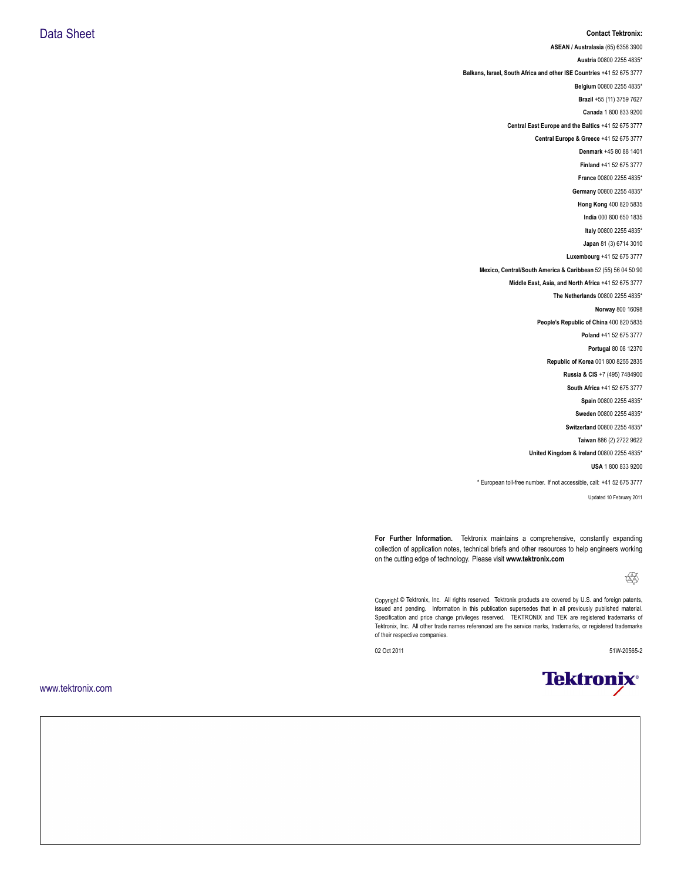**Contact Tektronix:**

**ASEAN / Australasia** (65) 6356 3900

**Austria** 00800 2255 4835*

**Balkans, Israel, South Africa and other ISE Countries** +41 52 675 3777

**Belgium** 00800 2255 4835*

**Brazil** +55 (11) 3759 7627

**Canada** 1 800 833 9200

**Central East Europe and the Baltics** +41 52 675 3777

**Central Europe & Greece** +41 52 675 3777

**Denmark** +45 80 88 1401

**Finland** +41 52 675 3777

**France** 00800 2255 4835*

**Germany** 00800 2255 4835*

**Hong Kong** 400 820 5835

**India** 000 800 650 1835

**Italy** 00800 2255 4835*

**Japan** 81 (3) 6714 3010

**Luxembourg** +41 52 675 3777

**Mexico, Central/South America & Caribbean** 52 (55) 56 04 50 90

**Middle East, Asia, and North Africa** +41 52 675 3777

**The Netherlands** 00800 2255 4835*

**Norway** 800 16098

**People's Republic of China** 400 820 5835

**Poland** +41 52 675 3777

**Portugal** 80 08 12370

**Republic of Korea** 001 800 8255 2835

**Russia & CIS** +7 (495) 7484900

**South Africa** +41 52 675 3777

**Spain** 00800 2255 4835*

**Sweden** 00800 2255 4835*

**Switzerland** 00800 2255 4835*

**Taiwan** 886 (2) 2722 9622

**United Kingdom & Ireland** 00800 2255 4835*

**USA** 1 800 833 9200

* European toll-free number. If not accessible, call: +41 52 675 3777

Updated 10 February 2011

**For Further Information.** Tektronix maintains a comprehensive, constantly expanding collection of application notes, technical briefs and other resources to help engineers working on the cutting edge of technology. Please visit **www.tektronix.com**

Copyright © Tektronix, Inc. All rights reserved. Tektronix products are covered by U.S. and foreign patents, issued and pending. Information in this publication supersedes that in all previously published material. Specification and price change privileges reserved. TEKTRONIX and TEK are registered trademarks of Tektronix, Inc. All other trade names referenced are the service marks, trademarks, or registered trademarks of their respective companies.

02 Oct 2011

51W-20565-2

www.tektronix.com